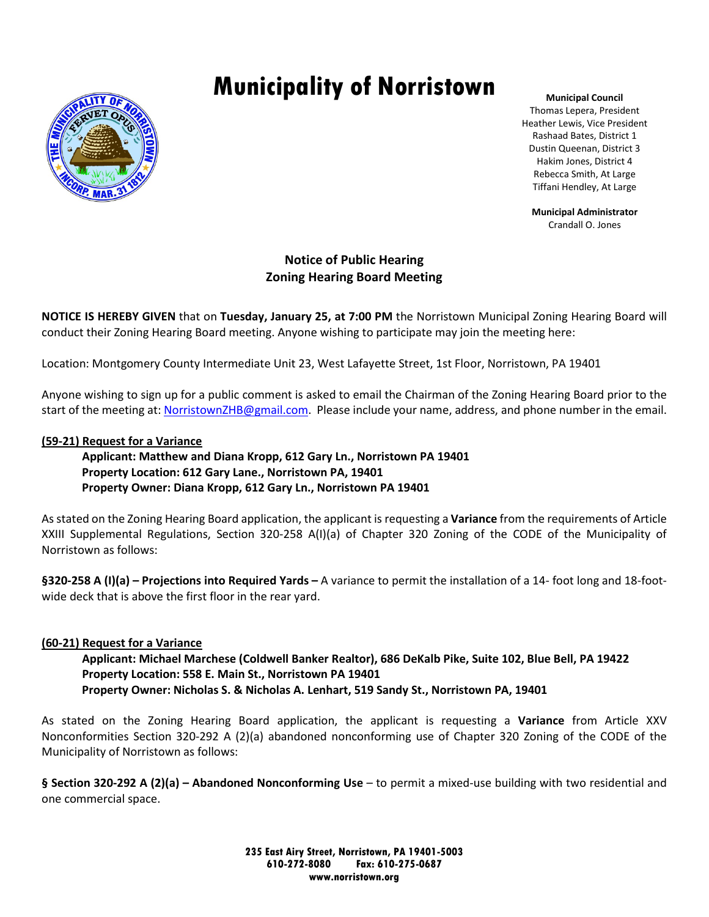# Municipality of Norristown

**Municipal Council**
Thomas Lepera, President
Heather Lewis, Vice President
Rashaad Bates, District 1
Dustin Queenan, District 3
Hakim Jones, District 4
Rebecca Smith, At Large
Tiffani Hendley, At Large

**Municipal Administrator**
Crandall O. Jones

## Notice of Public Hearing
## Zoning Hearing Board Meeting

**NOTICE IS HEREBY GIVEN** that on **Tuesday, January 25, at 7:00 PM** the Norristown Municipal Zoning Hearing Board will conduct their Zoning Hearing Board meeting. Anyone wishing to participate may join the meeting here:

Location: Montgomery County Intermediate Unit 23, West Lafayette Street, 1st Floor, Norristown, PA 19401

Anyone wishing to sign up for a public comment is asked to email the Chairman of the Zoning Hearing Board prior to the start of the meeting at: NorristownZHB@gmail.com. Please include your name, address, and phone number in the email.

**(59-21) Request for a Variance**

**Applicant: Matthew and Diana Kropp, 612 Gary Ln., Norristown PA 19401**
**Property Location: 612 Gary Lane., Norristown PA, 19401**
**Property Owner: Diana Kropp, 612 Gary Ln., Norristown PA 19401**

As stated on the Zoning Hearing Board application, the applicant is requesting a **Variance** from the requirements of Article XXIII Supplemental Regulations, Section 320-258 A(I)(a) of Chapter 320 Zoning of the CODE of the Municipality of Norristown as follows:

**§320-258 A (I)(a) – Projections into Required Yards –** A variance to permit the installation of a 14- foot long and 18-foot-wide deck that is above the first floor in the rear yard.

**(60-21) Request for a Variance**

**Applicant: Michael Marchese (Coldwell Banker Realtor), 686 DeKalb Pike, Suite 102, Blue Bell, PA 19422**
**Property Location: 558 E. Main St., Norristown PA 19401**
**Property Owner: Nicholas S. & Nicholas A. Lenhart, 519 Sandy St., Norristown PA, 19401**

As stated on the Zoning Hearing Board application, the applicant is requesting a **Variance** from Article XXV Nonconformities Section 320-292 A (2)(a) abandoned nonconforming use of Chapter 320 Zoning of the CODE of the Municipality of Norristown as follows:

**§ Section 320-292 A (2)(a) – Abandoned Nonconforming Use** – to permit a mixed-use building with two residential and one commercial space.

235 East Airy Street, Norristown, PA 19401-5003
610-272-8080 Fax: 610-275-0687
www.norristown.org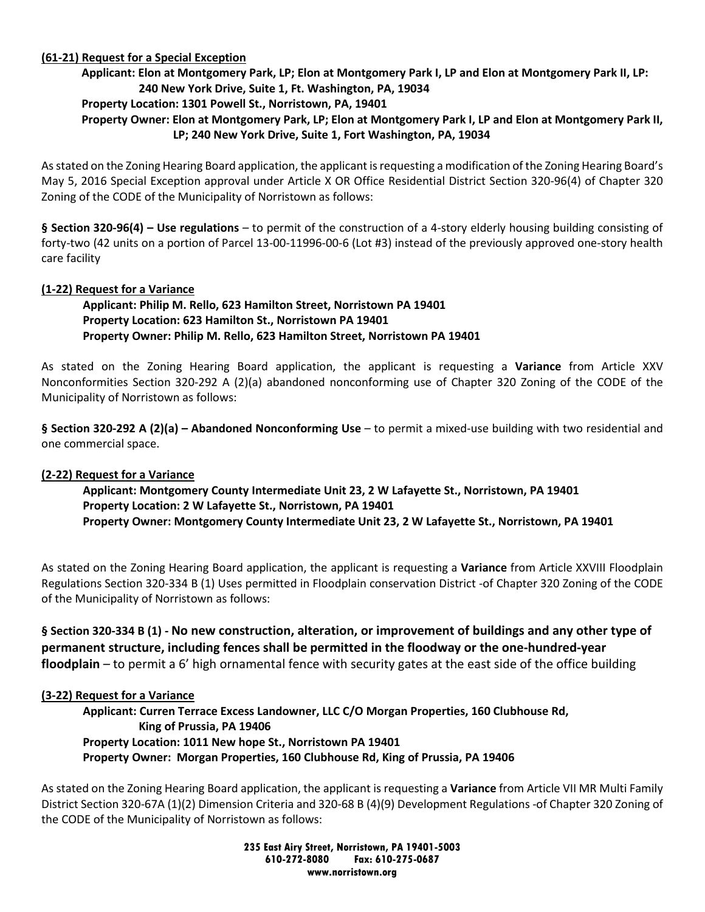**(61-21) Request for a Special Exception**

**Applicant: Elon at Montgomery Park, LP; Elon at Montgomery Park I, LP and Elon at Montgomery Park II, LP: 240 New York Drive, Suite 1, Ft. Washington, PA, 19034**
**Property Location: 1301 Powell St., Norristown, PA, 19401**
**Property Owner: Elon at Montgomery Park, LP; Elon at Montgomery Park I, LP and Elon at Montgomery Park II, LP; 240 New York Drive, Suite 1, Fort Washington, PA, 19034**

As stated on the Zoning Hearing Board application, the applicant is requesting a modification of the Zoning Hearing Board's May 5, 2016 Special Exception approval under Article X OR Office Residential District Section 320-96(4) of Chapter 320 Zoning of the CODE of the Municipality of Norristown as follows:

**§ Section 320-96(4) – Use regulations** – to permit of the construction of a 4-story elderly housing building consisting of forty-two (42 units on a portion of Parcel 13-00-11996-00-6 (Lot #3) instead of the previously approved one-story health care facility

**(1-22) Request for a Variance**

**Applicant: Philip M. Rello, 623 Hamilton Street, Norristown PA 19401**
**Property Location: 623 Hamilton St., Norristown PA 19401**
**Property Owner: Philip M. Rello, 623 Hamilton Street, Norristown PA 19401**

As stated on the Zoning Hearing Board application, the applicant is requesting a **Variance** from Article XXV Nonconformities Section 320-292 A (2)(a) abandoned nonconforming use of Chapter 320 Zoning of the CODE of the Municipality of Norristown as follows:

**§ Section 320-292 A (2)(a) – Abandoned Nonconforming Use** – to permit a mixed-use building with two residential and one commercial space.

**(2-22) Request for a Variance**

**Applicant: Montgomery County Intermediate Unit 23, 2 W Lafayette St., Norristown, PA 19401**
**Property Location: 2 W Lafayette St., Norristown, PA 19401**
**Property Owner: Montgomery County Intermediate Unit 23, 2 W Lafayette St., Norristown, PA 19401**

As stated on the Zoning Hearing Board application, the applicant is requesting a **Variance** from Article XXVIII Floodplain Regulations Section 320-334 B (1) Uses permitted in Floodplain conservation District -of Chapter 320 Zoning of the CODE of the Municipality of Norristown as follows:

**§ Section 320-334 B (1) - No new construction, alteration, or improvement of buildings and any other type of permanent structure, including fences shall be permitted in the floodway or the one-hundred-year floodplain** – to permit a 6' high ornamental fence with security gates at the east side of the office building

**(3-22) Request for a Variance**

**Applicant: Curren Terrace Excess Landowner, LLC C/O Morgan Properties, 160 Clubhouse Rd, King of Prussia, PA 19406**
**Property Location: 1011 New hope St., Norristown PA 19401**
**Property Owner: Morgan Properties, 160 Clubhouse Rd, King of Prussia, PA 19406**

As stated on the Zoning Hearing Board application, the applicant is requesting a **Variance** from Article VII MR Multi Family District Section 320-67A (1)(2) Dimension Criteria and 320-68 B (4)(9) Development Regulations -of Chapter 320 Zoning of the CODE of the Municipality of Norristown as follows: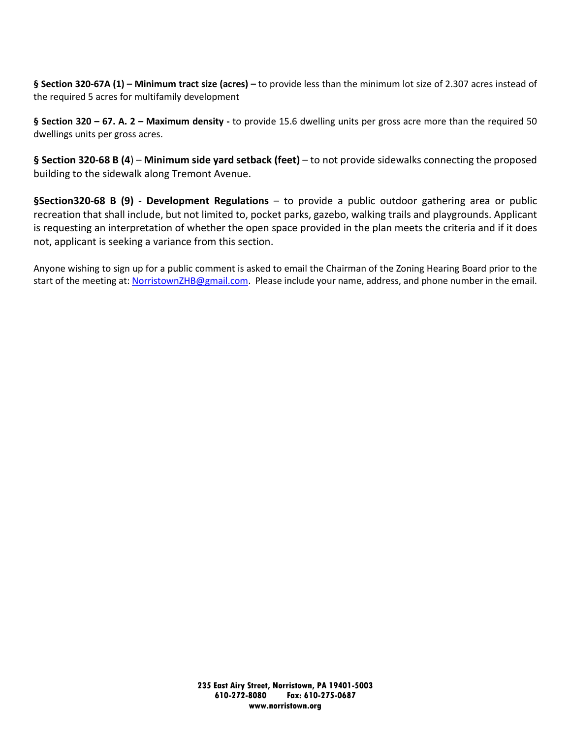**§ Section 320-67A (1) – Minimum tract size (acres) –** to provide less than the minimum lot size of 2.307 acres instead of the required 5 acres for multifamily development

**§ Section 320 – 67. A. 2 – Maximum density -** to provide 15.6 dwelling units per gross acre more than the required 50 dwellings units per gross acres.

**§ Section 320-68 B (4**) – **Minimum side yard setback (feet)** – to not provide sidewalks connecting the proposed building to the sidewalk along Tremont Avenue.

**§Section320-68 B (9)** - **Development Regulations** – to provide a public outdoor gathering area or public recreation that shall include, but not limited to, pocket parks, gazebo, walking trails and playgrounds. Applicant is requesting an interpretation of whether the open space provided in the plan meets the criteria and if it does not, applicant is seeking a variance from this section.

Anyone wishing to sign up for a public comment is asked to email the Chairman of the Zoning Hearing Board prior to the start of the meeting at: NorristownZHB@gmail.com. Please include your name, address, and phone number in the email.

**235 East Airy Street, Norristown, PA 19401-5003**
**610-272-8080 Fax: 610-275-0687**
**www.norristown.org**